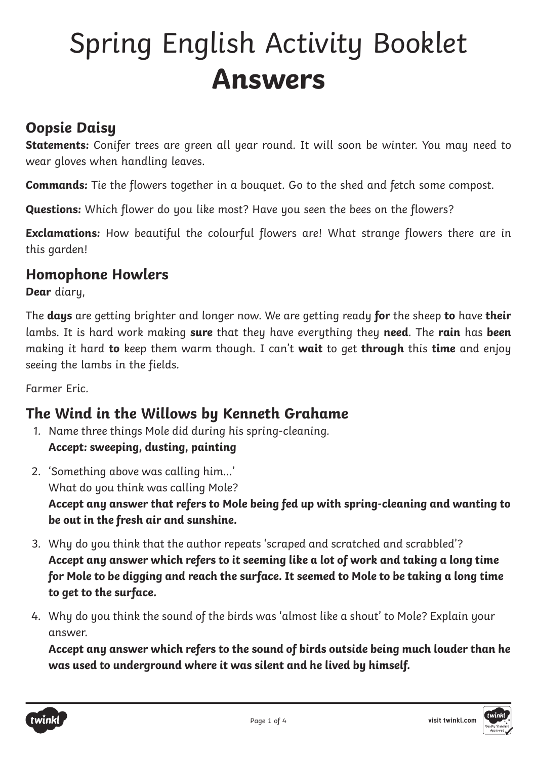# Spring English Activity Booklet **Answers**

## Oopsie Daisy

**Statements:** *Conifer trees are green all year round. It will soon be winter. You may need to wear gloves when handling leaves.*

**Commands:** *Tie the flowers together in a bouquet. Go to the shed and fetch some compost.*

**Questions:** *Which flower do you like most? Have you seen the bees on the flowers?*

**Exclamations:** *How beautiful the colourful flowers are! What strange flowers there are in this garden!*

## Homophone Howlers

**Dear** diary,

The **days** are getting brighter and longer now. We are getting ready **for** the sheep **to** have **their** lambs. It is hard work making **sure** that they have everything they **need**. The **rain** has **been** making it hard **to** keep them warm though. I can't **wait** to get **through** this **time** and enjoy seeing the lambs in the fields.

Farmer Eric.

## The Wind in the Willows by Kenneth Grahame

1. Name three things Mole did during his spring-cleaning.
   **Accept: sweeping, dusting, painting**

2. 'Something above was calling him…'
   What do you think was calling Mole?
   **Accept any answer that refers to Mole being fed up with spring-cleaning and wanting to be out in the fresh air and sunshine.**

3. Why do you think that the author repeats 'scraped and scratched and scrabbled'?
   **Accept any answer which refers to it seeming like a lot of work and taking a long time for Mole to be digging and reach the surface. It seemed to Mole to be taking a long time to get to the surface.**

4. Why do you think the sound of the birds was 'almost like a shout' to Mole? Explain your answer.
   **Accept any answer which refers to the sound of birds outside being much louder than he was used to underground where it was silent and he lived by himself.**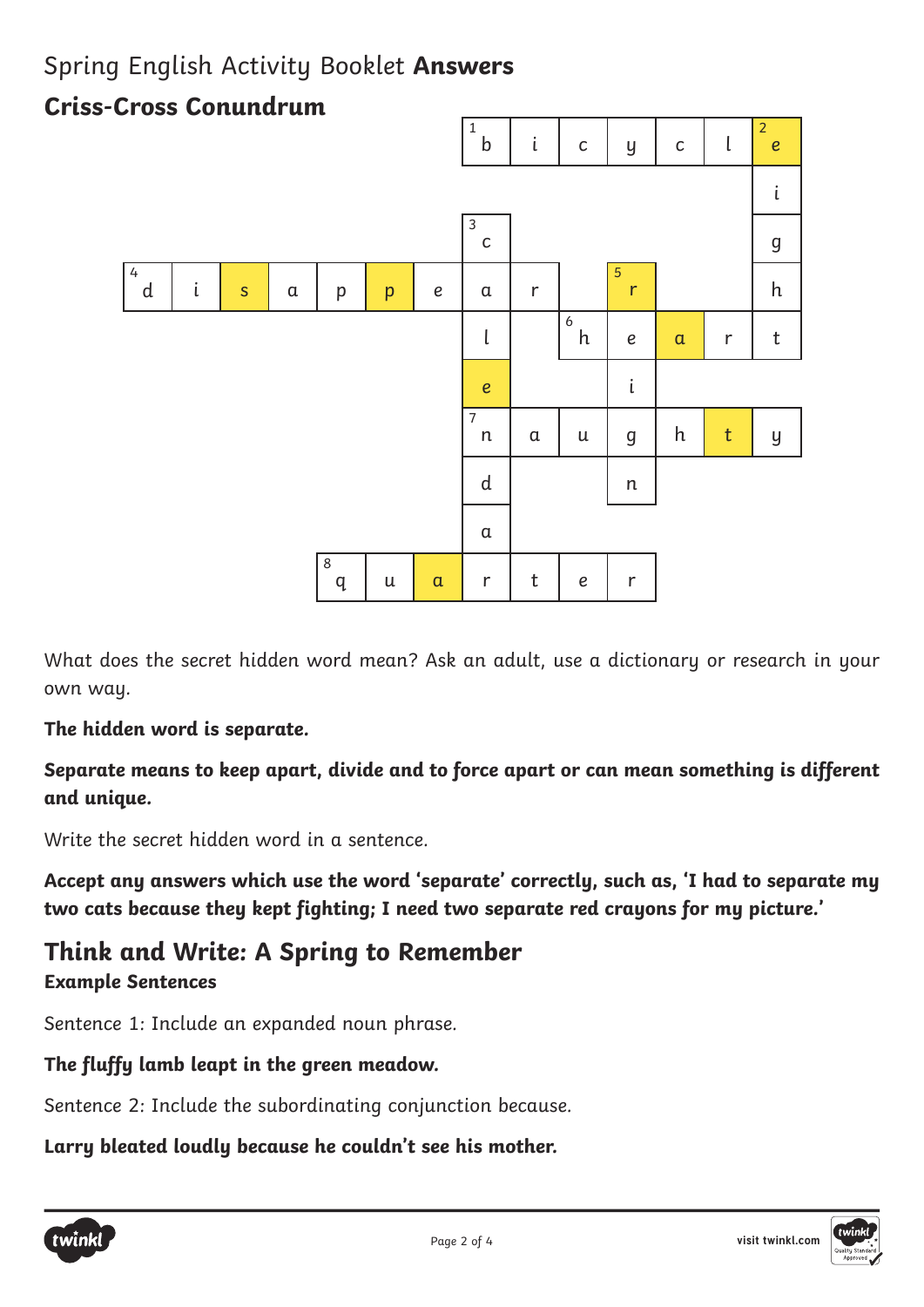# Spring English Activity Booklet **Answers**

## Criss-Cross Conundrum

| | | | | | | | 1 b | i | c | y | c | l | 2 e |
|---|---|---|---|---|---|---|---|---|---|---|---|---|---|
| | | | | | | | | | | | | | i |
| | | | | | | | 3 c | | | | | | g |
| 4 d | i | s | a | p | p | e | a | r | | 5 r | | | h |
| | | | | | | | l | | 6 h | e | a | r | t |
| | | | | | | | e | | | i | | | |
| | | | | | | | 7 n | a | u | g | h | t | y |
| | | | | | | | d | | | n | | | |
| | | | | | | | a | | | | | | |
| | | | | 8 q | u | a | r | t | e | r | | | |

What does the secret hidden word mean? Ask an adult, use a dictionary or research in your own way.

**The hidden word is separate.**

**Separate means to keep apart, divide and to force apart or can mean something is different and unique.**

Write the secret hidden word in a sentence.

**Accept any answers which use the word 'separate' correctly, such as, 'I had to separate my two cats because they kept fighting; I need two separate red crayons for my picture.'**

## Think and Write: A Spring to Remember

### Example Sentences

Sentence 1: Include an expanded noun phrase.

**The fluffy lamb leapt in the green meadow.**

Sentence 2: Include the subordinating conjunction because.

**Larry bleated loudly because he couldn't see his mother.**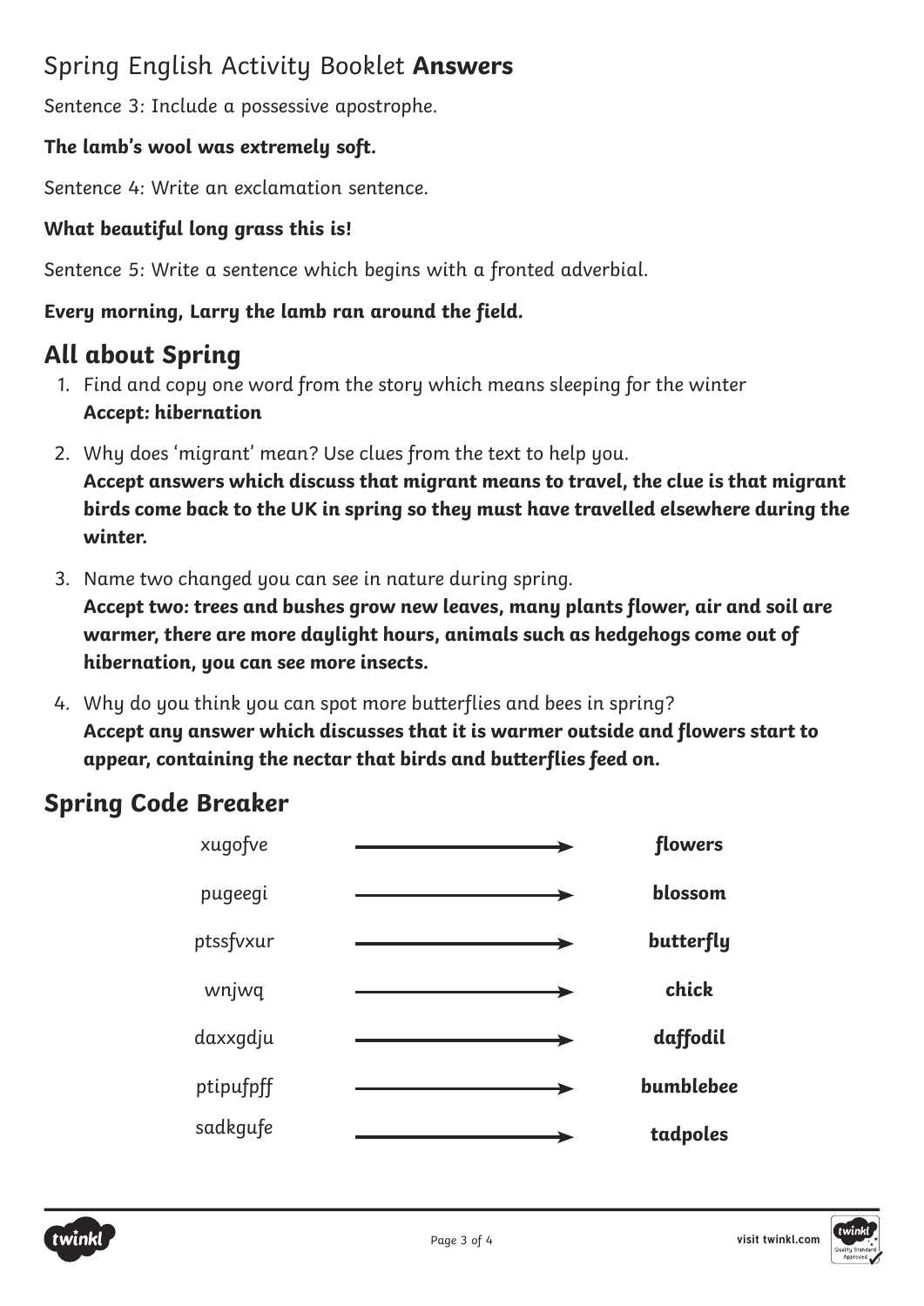## Spring English Activity Booklet **Answers**

*Sentence 3: Include a possessive apostrophe.*

**The lamb's wool was extremely soft.**

*Sentence 4: Write an exclamation sentence.*

**What beautiful long grass this is!**

*Sentence 5: Write a sentence which begins with a fronted adverbial.*

**Every morning, Larry the lamb ran around the field.**

## All about Spring

1. Find and copy one word from the story which means sleeping for the winter
   **Accept: hibernation**
2. Why does 'migrant' mean? Use clues from the text to help you.
   **Accept answers which discuss that migrant means to travel, the clue is that migrant birds come back to the UK in spring so they must have travelled elsewhere during the winter.**
3. Name two changed you can see in nature during spring.
   **Accept two: trees and bushes grow new leaves, many plants flower, air and soil are warmer, there are more daylight hours, animals such as hedgehogs come out of hibernation, you can see more insects.**
4. Why do you think you can spot more butterflies and bees in spring?
   **Accept any answer which discusses that it is warmer outside and flowers start to appear, containing the nectar that birds and butterflies feed on.**

## Spring Code Breaker

| Code | | Answer |
|---|---|---|
| xugofve | → | **flowers** |
| pugeegi | → | **blossom** |
| ptssfvxur | → | **butterfly** |
| wnjwq | → | **chick** |
| daxxgdju | → | **daffodil** |
| ptipufpff | → | **bumblebee** |
| sadkgufe | → | **tadpoles** |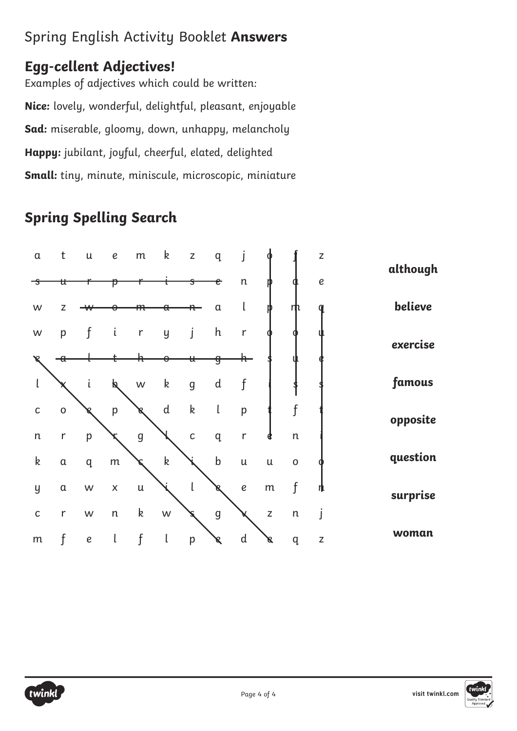# Spring English Activity Booklet **Answers**

## Egg-cellent Adjectives!

Examples of adjectives which could be written:

**Nice:** lovely, wonderful, delightful, pleasant, enjoyable

**Sad:** miserable, gloomy, down, unhappy, melancholy

**Happy:** jubilant, joyful, cheerful, elated, delighted

**Small:** tiny, minute, miniscule, microscopic, miniature

## Spring Spelling Search

| | | | | | | | | | | | |
|---|---|---|---|---|---|---|---|---|---|---|---|
| a | t | u | e | m | k | z | q | j | o | f | z |
| s | u | r | p | r | i | s | e | n | p | a | e |
| w | z | w | o | m | a | n | a | l | p | m | q |
| w | p | f | i | r | y | j | h | r | o | o | u |
| e | a | l | t | h | o | u | g | h | s | u | e |
| l | x | i | b | w | k | g | d | f | i | s | s |
| c | o | e | p | e | d | k | l | p | t | f | t |
| n | r | p | r | g | l | c | q | r | e | n | i |
| k | a | q | m | c | k | i | b | u | u | o | o |
| y | a | w | x | u | i | l | e | e | m | f | n |
| c | r | w | n | k | w | s | g | v | z | n | j |
| m | f | e | l | f | l | p | e | d | e | q | z |

although

believe

exercise

famous

opposite

question

surprise

woman